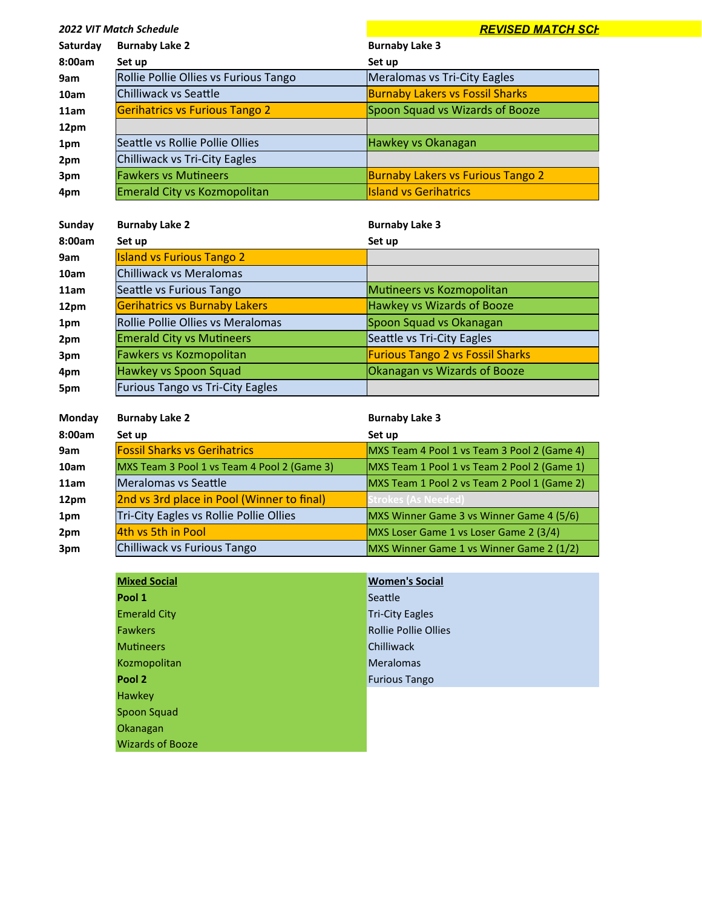*2022 VIT Match Schedule*

***REVISED MATCH SCH***

| **Saturday** | **Burnaby Lake 2** | **Burnaby Lake 3** |
|---|---|---|
| **8:00am** | **Set up** | **Set up** |
| **9am** | Rollie Pollie Ollies vs Furious Tango | Meralomas vs Tri-City Eagles |
| **10am** | Chilliwack vs Seattle | Burnaby Lakers vs Fossil Sharks |
| **11am** | Gerihatrics vs Furious Tango 2 | Spoon Squad vs Wizards of Booze |
| **12pm** | | |
| **1pm** | Seattle vs Rollie Pollie Ollies | Hawkey vs Okanagan |
| **2pm** | Chilliwack vs Tri-City Eagles | |
| **3pm** | Fawkers vs Mutineers | Burnaby Lakers vs Furious Tango 2 |
| **4pm** | Emerald City vs Kozmopolitan | Island vs Gerihatrics |

| **Sunday** | **Burnaby Lake 2** | **Burnaby Lake 3** |
|---|---|---|
| **8:00am** | **Set up** | **Set up** |
| **9am** | Island vs Furious Tango 2 | |
| **10am** | Chilliwack vs Meralomas | |
| **11am** | Seattle vs Furious Tango | Mutineers vs Kozmopolitan |
| **12pm** | Gerihatrics vs Burnaby Lakers | Hawkey vs Wizards of Booze |
| **1pm** | Rollie Pollie Ollies vs Meralomas | Spoon Squad vs Okanagan |
| **2pm** | Emerald City vs Mutineers | Seattle vs Tri-City Eagles |
| **3pm** | Fawkers vs Kozmopolitan | Furious Tango 2 vs Fossil Sharks |
| **4pm** | Hawkey vs Spoon Squad | Okanagan vs Wizards of Booze |
| **5pm** | Furious Tango vs Tri-City Eagles | |

| **Monday** | **Burnaby Lake 2** | **Burnaby Lake 3** |
|---|---|---|
| **8:00am** | **Set up** | **Set up** |
| **9am** | Fossil Sharks vs Gerihatrics | MXS Team 4 Pool 1 vs Team 3 Pool 2 (Game 4) |
| **10am** | MXS Team 3 Pool 1 vs Team 4 Pool 2 (Game 3) | MXS Team 1 Pool 1 vs Team 2 Pool 2 (Game 1) |
| **11am** | Meralomas vs Seattle | MXS Team 1 Pool 2 vs Team 2 Pool 1 (Game 2) |
| **12pm** | 2nd vs 3rd place in Pool (Winner to final) | Strokes (As Needed) |
| **1pm** | Tri-City Eagles vs Rollie Pollie Ollies | MXS Winner Game 3 vs Winner Game 4 (5/6) |
| **2pm** | 4th vs 5th in Pool | MXS Loser Game 1 vs Loser Game 2 (3/4) |
| **3pm** | Chilliwack vs Furious Tango | MXS Winner Game 1 vs Winner Game 2 (1/2) |

| **Mixed Social** | **Women's Social** |
|---|---|
| **Pool 1** | Seattle |
| Emerald City | Tri-City Eagles |
| Fawkers | Rollie Pollie Ollies |
| Mutineers | Chilliwack |
| Kozmopolitan | Meralomas |
| **Pool 2** | Furious Tango |
| Hawkey | |
| Spoon Squad | |
| Okanagan | |
| Wizards of Booze | |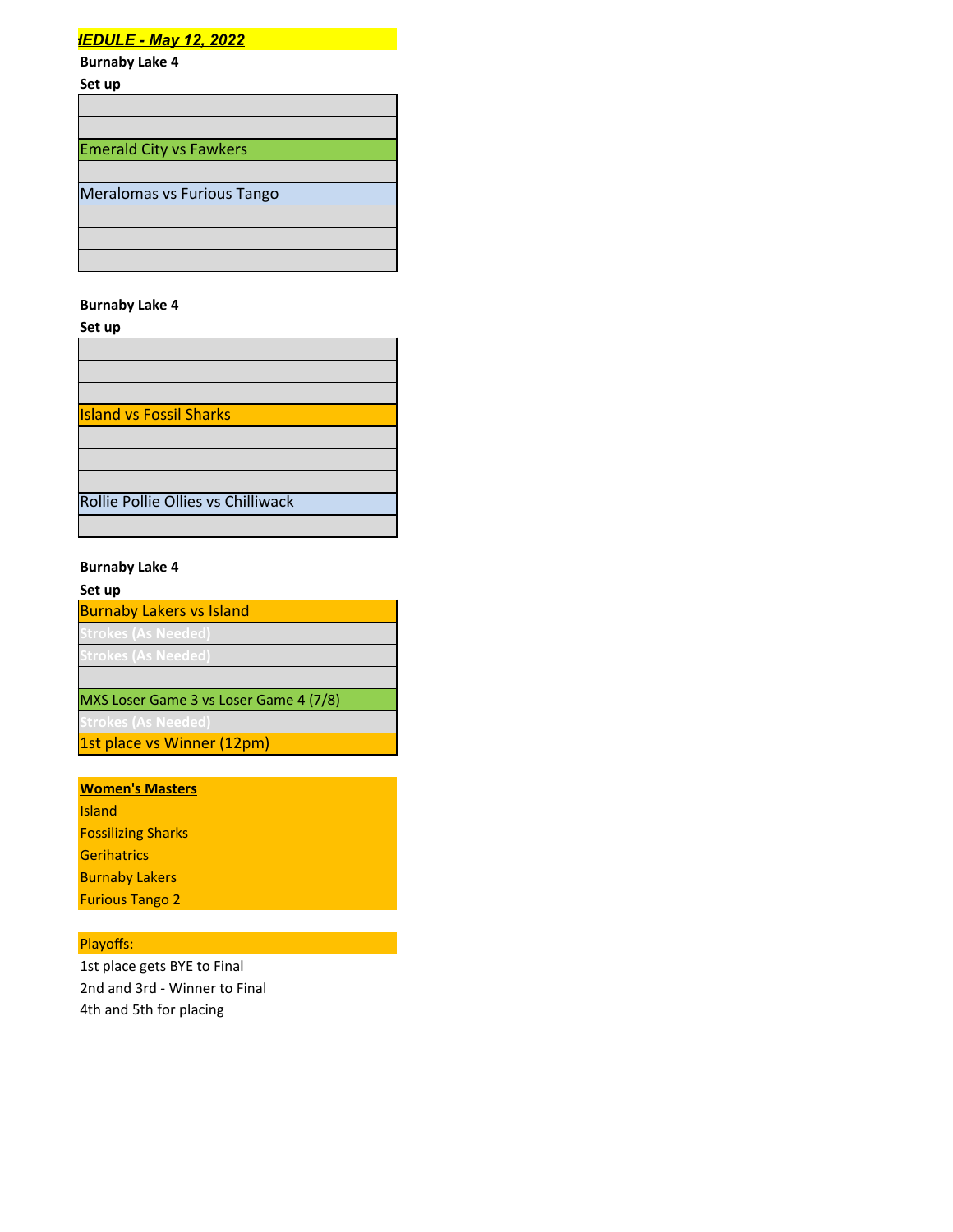***HEDULE - May 12, 2022***

**Burnaby Lake 4**

**Set up**

| |
|---|
| |
| |
| Emerald City vs Fawkers |
| |
| Meralomas vs Furious Tango |
| |
| |
| |

**Burnaby Lake 4**

**Set up**

| |
|---|
| |
| |
| |
| Island vs Fossil Sharks |
| |
| |
| |
| Rollie Pollie Ollies vs Chilliwack |
| |

**Burnaby Lake 4**

**Set up**

| |
|---|
| Burnaby Lakers vs Island |
| Strokes (As Needed) |
| Strokes (As Needed) |
| |
| MXS Loser Game 3 vs Loser Game 4 (7/8) |
| Strokes (As Needed) |
| 1st place vs Winner (12pm) |

**Women's Masters**

Island
Fossilizing Sharks
Gerihatrics
Burnaby Lakers
Furious Tango 2

Playoffs:

1st place gets BYE to Final
2nd and 3rd - Winner to Final
4th and 5th for placing